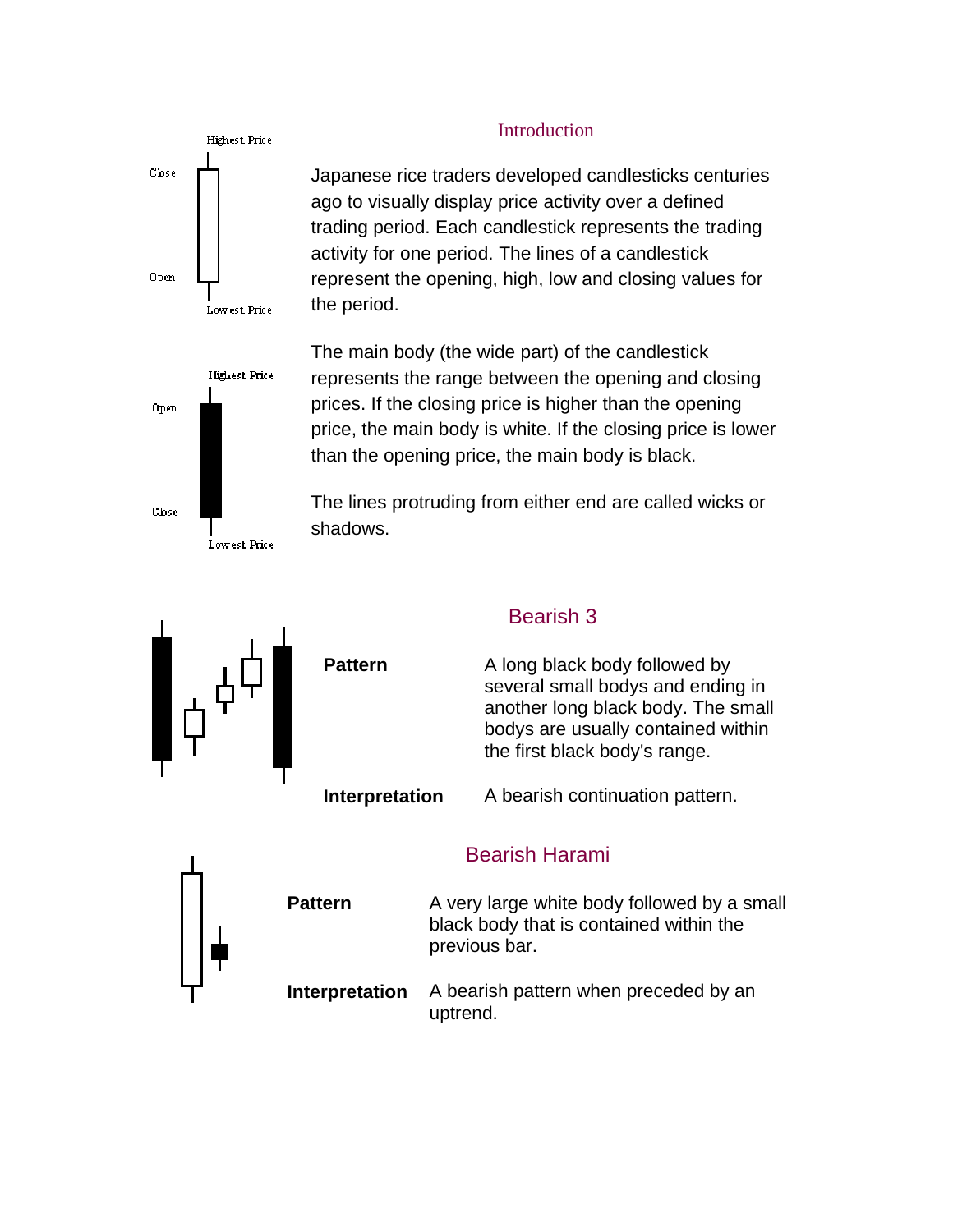Highest Price

Close

Open

Lowest Price

## Introduction

Japanese rice traders developed candlesticks centuries ago to visually display price activity over a defined trading period. Each candlestick represents the trading activity for one period. The lines of a candlestick represent the opening, high, low and closing values for the period.

Highest Price

Open

Close

Lowest Price

The main body (the wide part) of the candlestick represents the range between the opening and closing prices. If the closing price is higher than the opening price, the main body is white. If the closing price is lower than the opening price, the main body is black.

The lines protruding from either end are called wicks or shadows.

## Bearish 3

**Pattern** A long black body followed by several small bodys and ending in another long black body. The small bodys are usually contained within the first black body's range.

**Interpretation** A bearish continuation pattern.

## Bearish Harami

**Pattern** A very large white body followed by a small black body that is contained within the previous bar.

**Interpretation** A bearish pattern when preceded by an uptrend.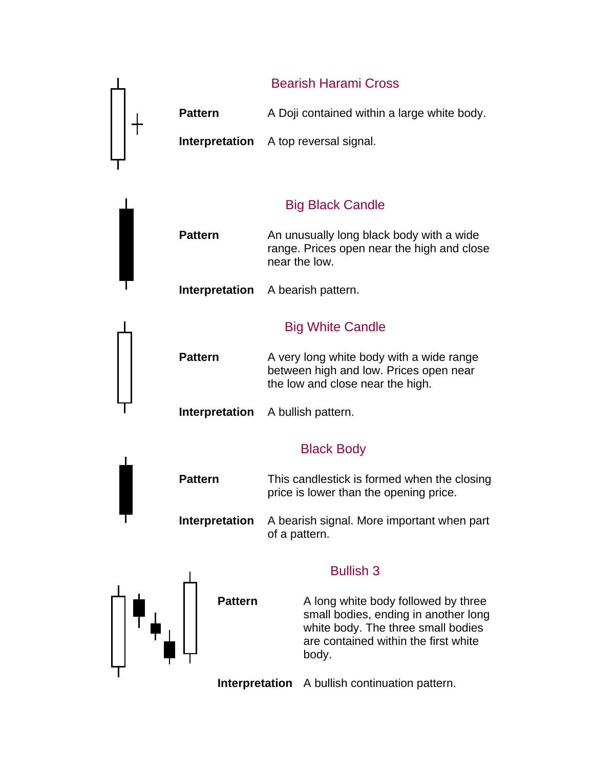## Bearish Harami Cross

**Pattern** A Doji contained within a large white body.

**Interpretation** A top reversal signal.

## Big Black Candle

**Pattern** An unusually long black body with a wide range. Prices open near the high and close near the low.

**Interpretation** A bearish pattern.

## Big White Candle

**Pattern** A very long white body with a wide range between high and low. Prices open near the low and close near the high.

**Interpretation** A bullish pattern.

## Black Body

**Pattern** This candlestick is formed when the closing price is lower than the opening price.

**Interpretation** A bearish signal. More important when part of a pattern.

## Bullish 3

**Pattern** A long white body followed by three small bodies, ending in another long white body. The three small bodies are contained within the first white body.

**Interpretation** A bullish continuation pattern.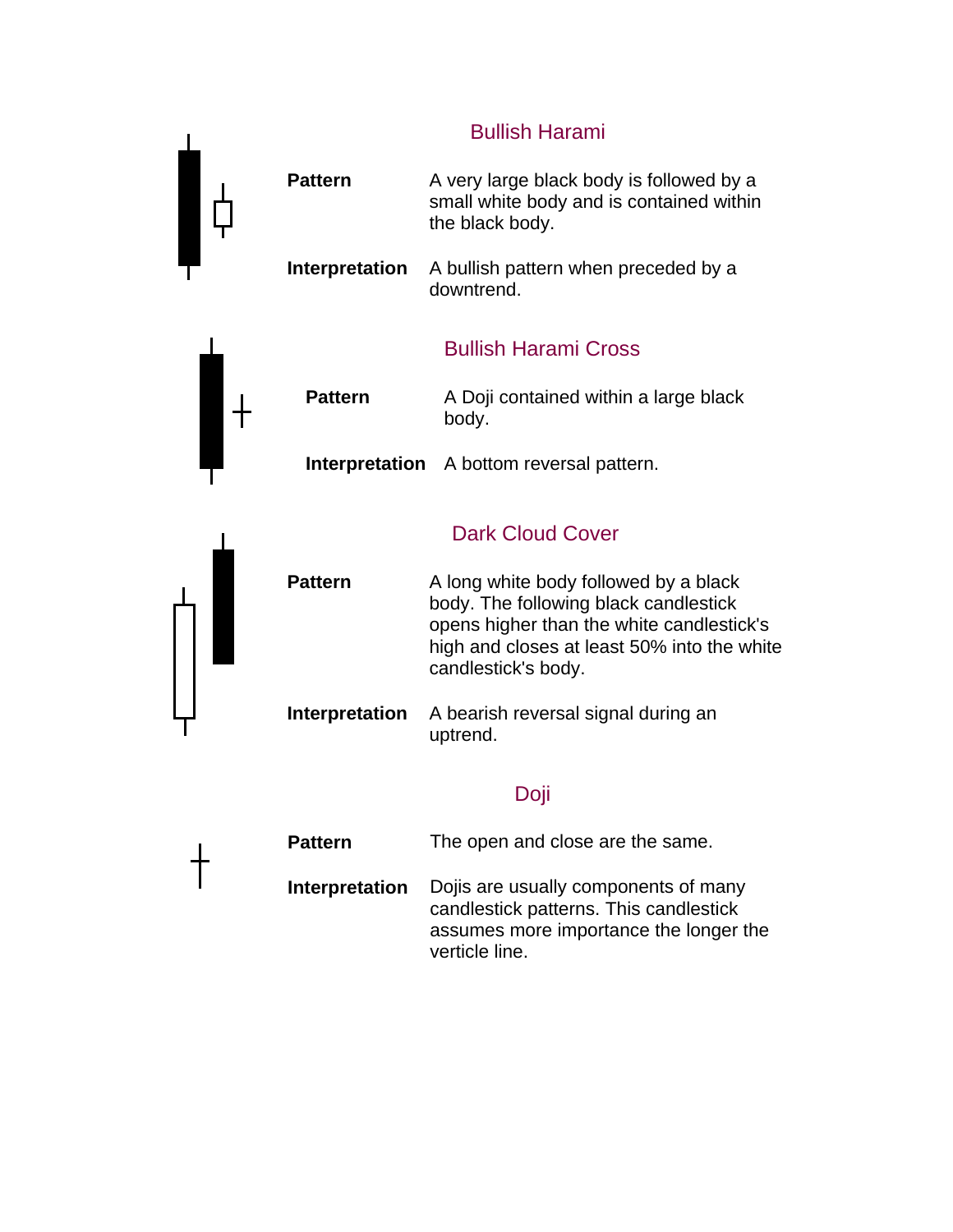## Bullish Harami

**Pattern** A very large black body is followed by a small white body and is contained within the black body.

**Interpretation** A bullish pattern when preceded by a downtrend.

## Bullish Harami Cross

**Pattern** A Doji contained within a large black body.

**Interpretation** A bottom reversal pattern.

## Dark Cloud Cover

**Pattern** A long white body followed by a black body. The following black candlestick opens higher than the white candlestick's high and closes at least 50% into the white candlestick's body.

**Interpretation** A bearish reversal signal during an uptrend.

## Doji

**Pattern** The open and close are the same.

**Interpretation** Dojis are usually components of many candlestick patterns. This candlestick assumes more importance the longer the verticle line.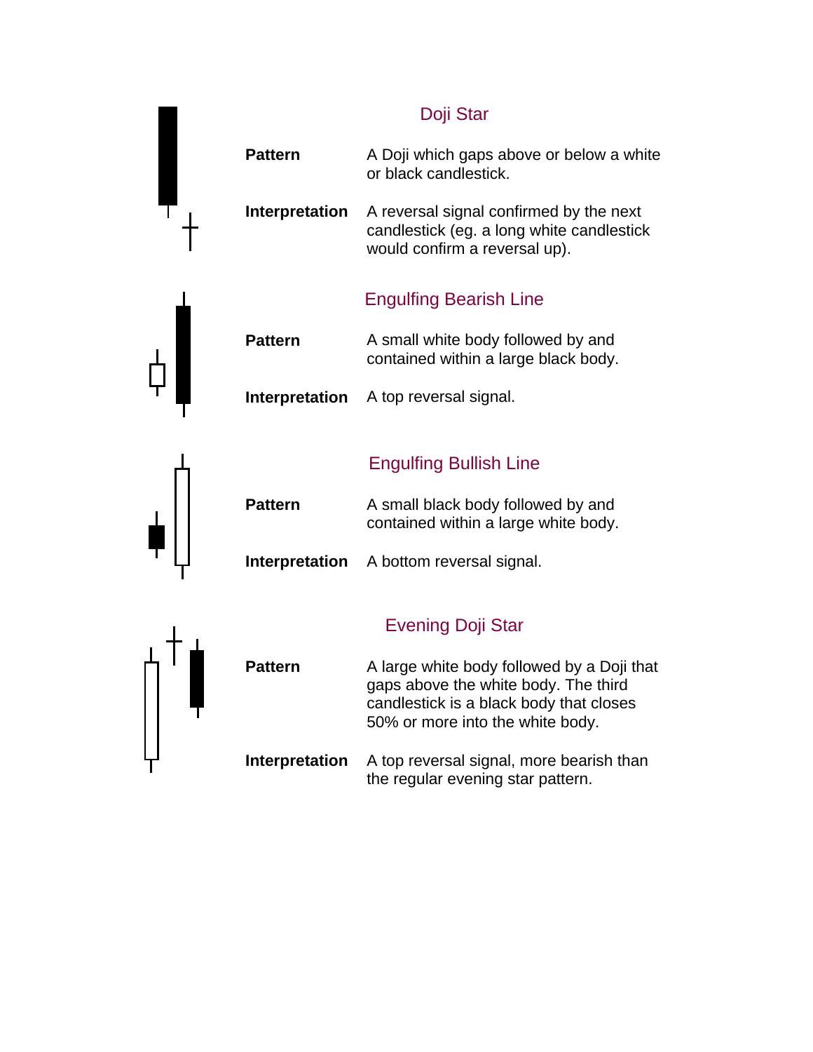## Doji Star

**Pattern** A Doji which gaps above or below a white or black candlestick.

**Interpretation** A reversal signal confirmed by the next candlestick (eg. a long white candlestick would confirm a reversal up).

## Engulfing Bearish Line

**Pattern** A small white body followed by and contained within a large black body.

**Interpretation** A top reversal signal.

## Engulfing Bullish Line

**Pattern** A small black body followed by and contained within a large white body.

**Interpretation** A bottom reversal signal.

## Evening Doji Star

**Pattern** A large white body followed by a Doji that gaps above the white body. The third candlestick is a black body that closes 50% or more into the white body.

**Interpretation** A top reversal signal, more bearish than the regular evening star pattern.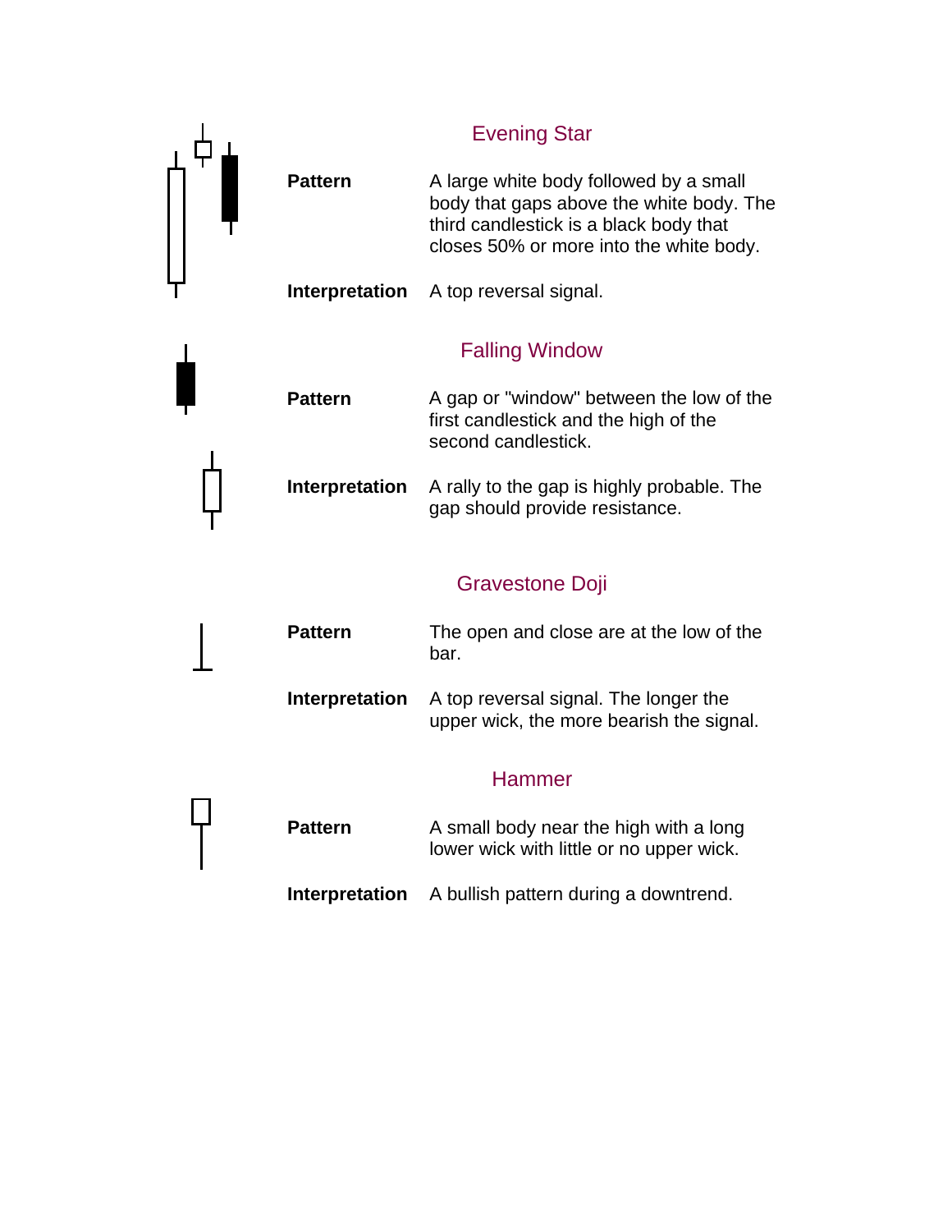## Evening Star

**Pattern** A large white body followed by a small body that gaps above the white body. The third candlestick is a black body that closes 50% or more into the white body.

**Interpretation** A top reversal signal.

## Falling Window

**Pattern** A gap or "window" between the low of the first candlestick and the high of the second candlestick.

**Interpretation** A rally to the gap is highly probable. The gap should provide resistance.

## Gravestone Doji

**Pattern** The open and close are at the low of the bar.

**Interpretation** A top reversal signal. The longer the upper wick, the more bearish the signal.

## Hammer

**Pattern** A small body near the high with a long lower wick with little or no upper wick.

**Interpretation** A bullish pattern during a downtrend.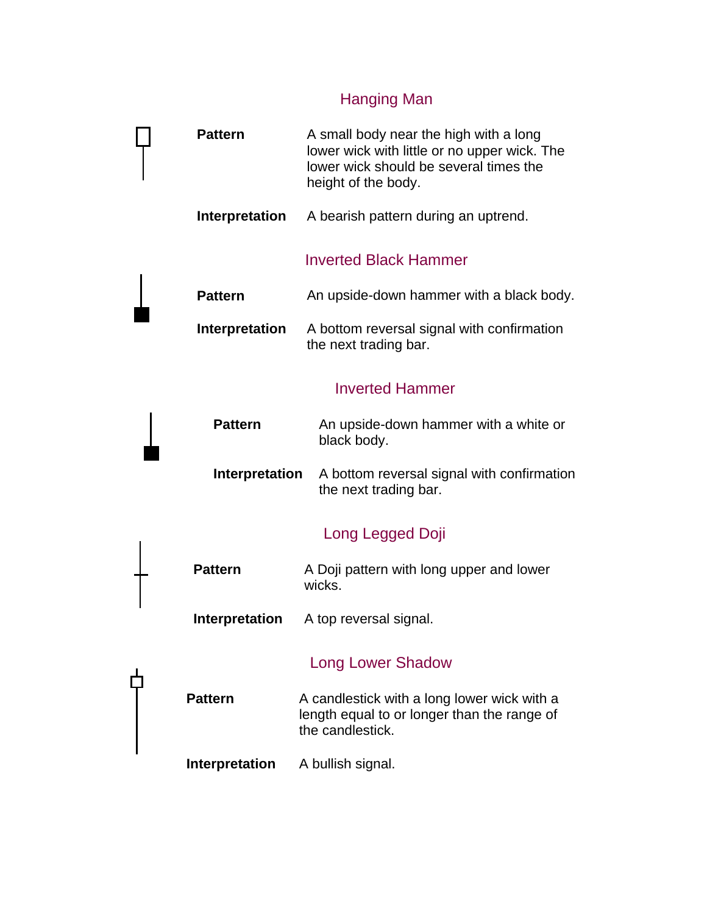## Hanging Man

**Pattern** A small body near the high with a long lower wick with little or no upper wick. The lower wick should be several times the height of the body.

**Interpretation** A bearish pattern during an uptrend.

## Inverted Black Hammer

**Pattern** An upside-down hammer with a black body.

**Interpretation** A bottom reversal signal with confirmation the next trading bar.

## Inverted Hammer

**Pattern** An upside-down hammer with a white or black body.

**Interpretation** A bottom reversal signal with confirmation the next trading bar.

## Long Legged Doji

**Pattern** A Doji pattern with long upper and lower wicks.

**Interpretation** A top reversal signal.

## Long Lower Shadow

**Pattern** A candlestick with a long lower wick with a length equal to or longer than the range of the candlestick.

**Interpretation** A bullish signal.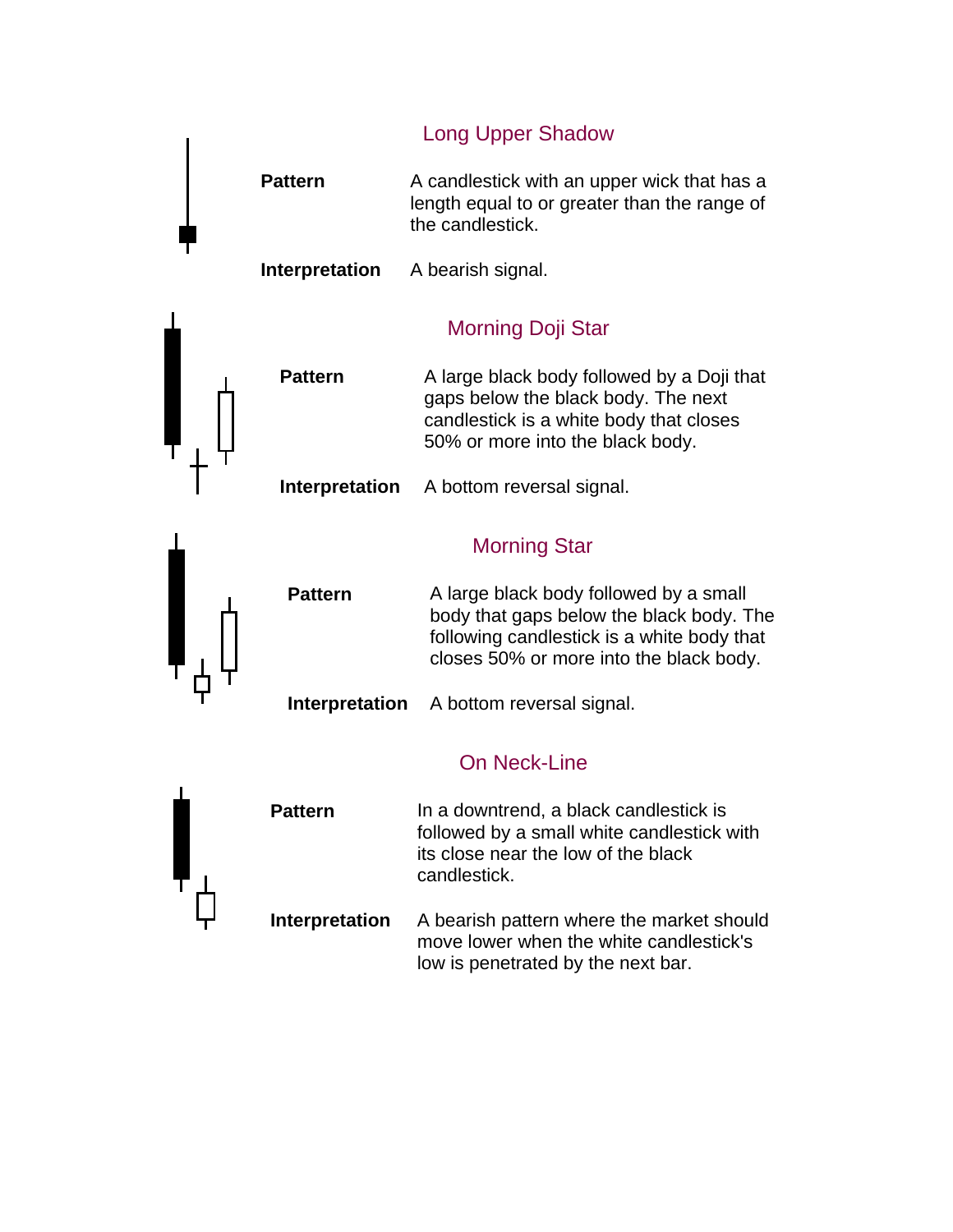## Long Upper Shadow

**Pattern**

A candlestick with an upper wick that has a length equal to or greater than the range of the candlestick.

**Interpretation**

A bearish signal.

## Morning Doji Star

**Pattern**

A large black body followed by a Doji that gaps below the black body. The next candlestick is a white body that closes 50% or more into the black body.

**Interpretation**

A bottom reversal signal.

## Morning Star

**Pattern**

A large black body followed by a small body that gaps below the black body. The following candlestick is a white body that closes 50% or more into the black body.

**Interpretation**

A bottom reversal signal.

## On Neck-Line

**Pattern**

In a downtrend, a black candlestick is followed by a small white candlestick with its close near the low of the black candlestick.

**Interpretation**

A bearish pattern where the market should move lower when the white candlestick's low is penetrated by the next bar.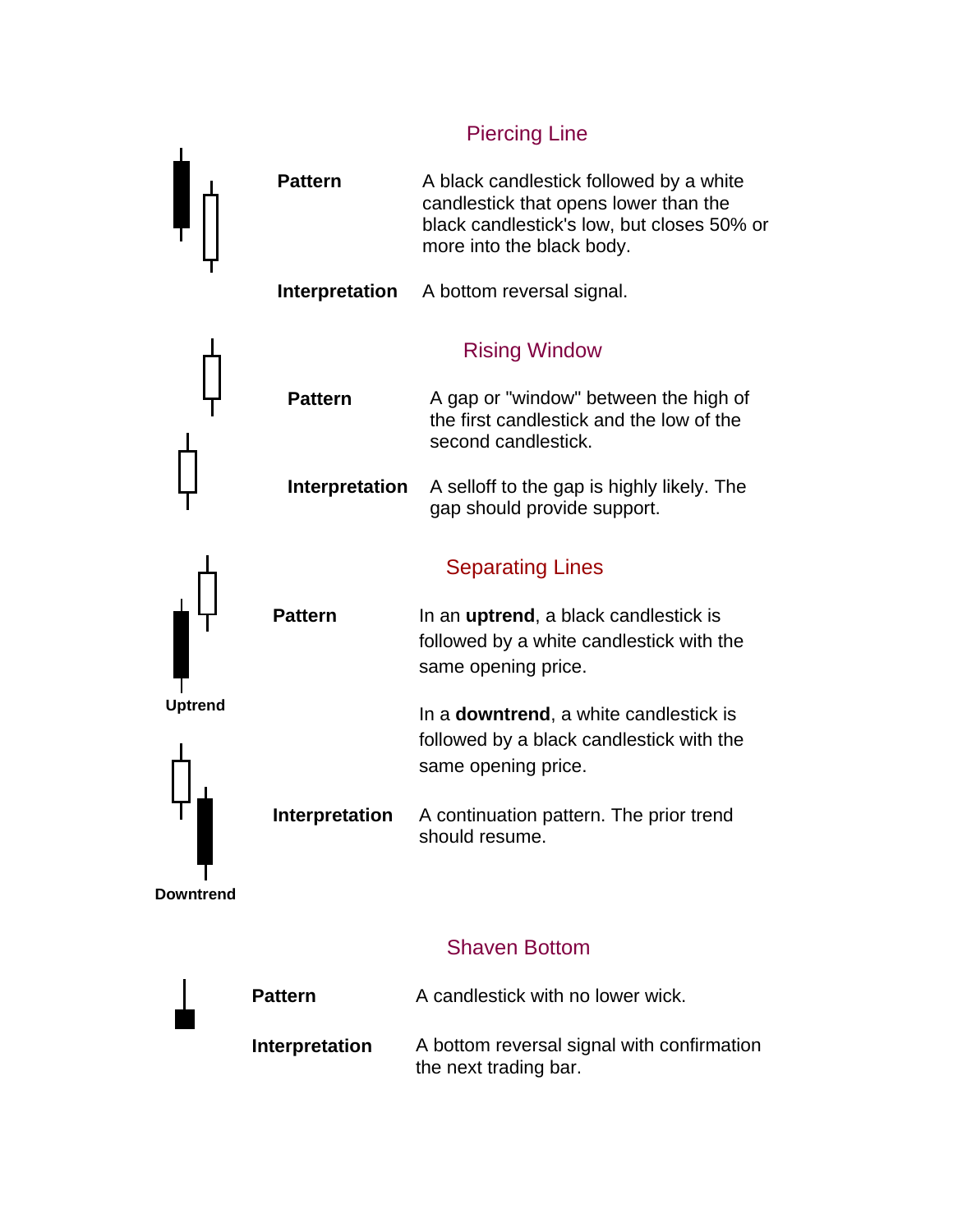## Piercing Line

**Pattern** A black candlestick followed by a white candlestick that opens lower than the black candlestick's low, but closes 50% or more into the black body.

**Interpretation** A bottom reversal signal.

## Rising Window

**Pattern** A gap or "window" between the high of the first candlestick and the low of the second candlestick.

**Interpretation** A selloff to the gap is highly likely. The gap should provide support.

## Separating Lines

Uptrend

Downtrend

**Pattern** In an **uptrend**, a black candlestick is followed by a white candlestick with the same opening price.

In a **downtrend**, a white candlestick is followed by a black candlestick with the same opening price.

**Interpretation** A continuation pattern. The prior trend should resume.

## Shaven Bottom

**Pattern** A candlestick with no lower wick.

**Interpretation** A bottom reversal signal with confirmation the next trading bar.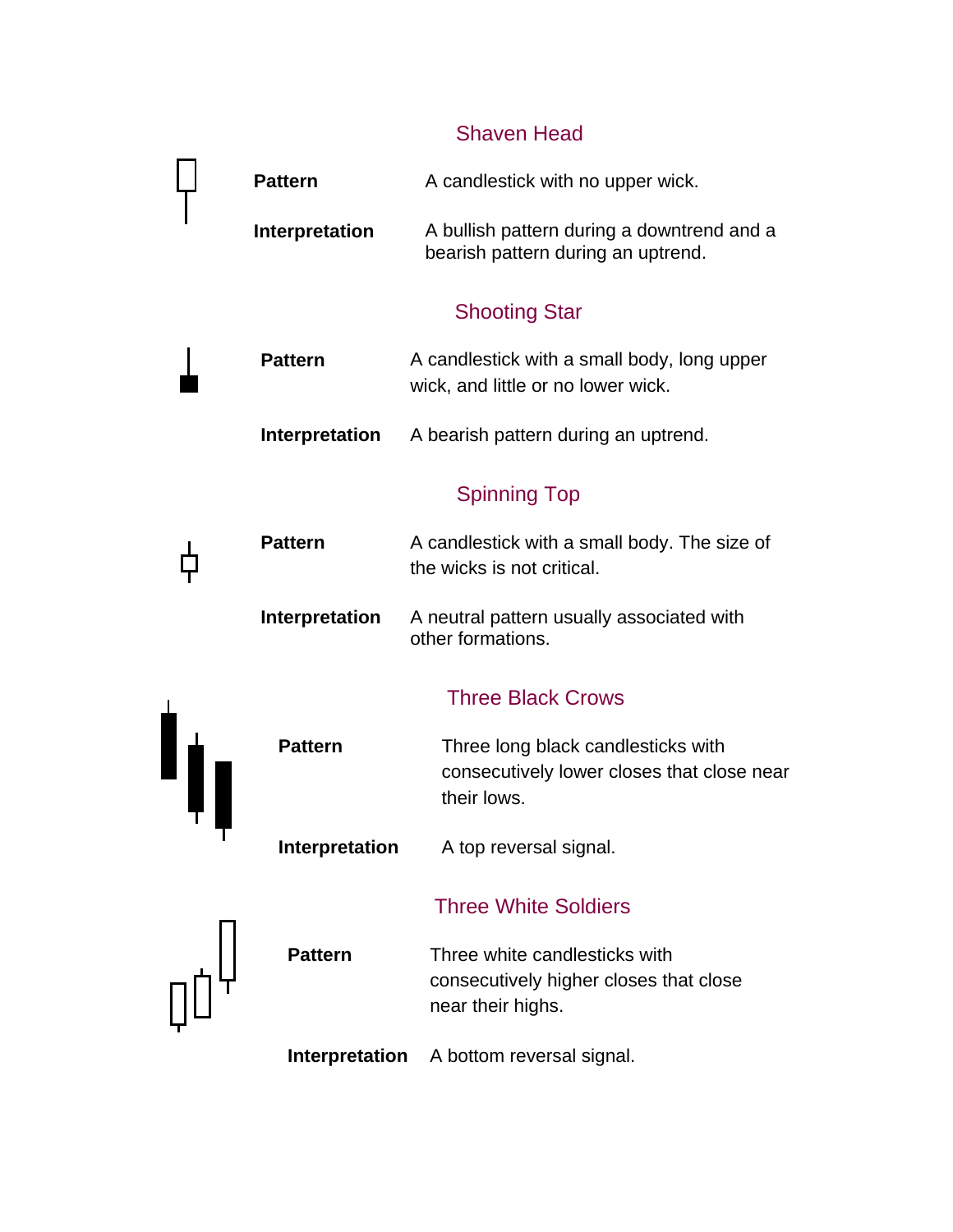## Shaven Head

**Pattern** A candlestick with no upper wick.

**Interpretation** A bullish pattern during a downtrend and a bearish pattern during an uptrend.

## Shooting Star

**Pattern** A candlestick with a small body, long upper wick, and little or no lower wick.

**Interpretation** A bearish pattern during an uptrend.

## Spinning Top

**Pattern** A candlestick with a small body. The size of the wicks is not critical.

**Interpretation** A neutral pattern usually associated with other formations.

## Three Black Crows

**Pattern** Three long black candlesticks with consecutively lower closes that close near their lows.

**Interpretation** A top reversal signal.

## Three White Soldiers

**Pattern** Three white candlesticks with consecutively higher closes that close near their highs.

**Interpretation** A bottom reversal signal.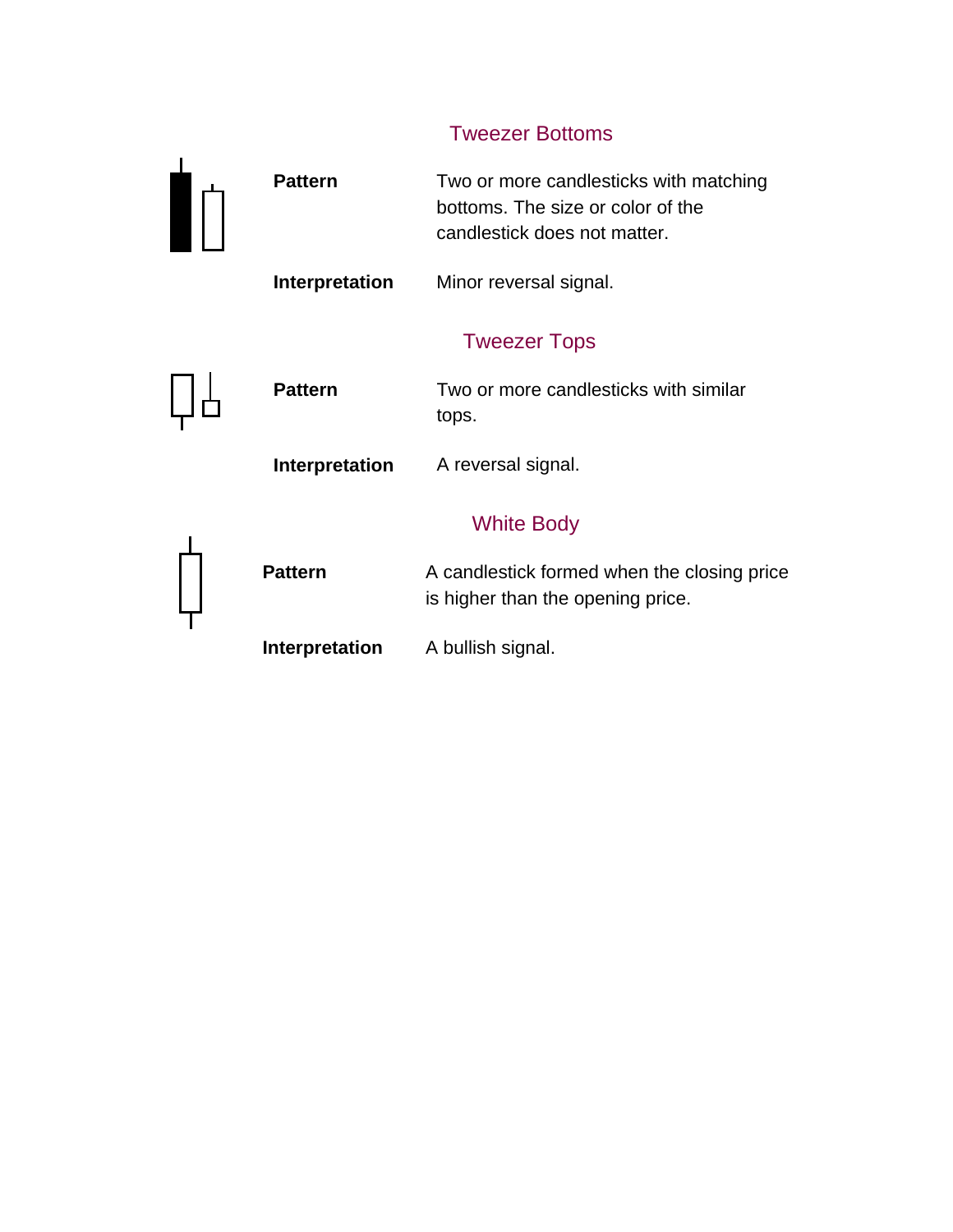## Tweezer Bottoms

**Pattern** Two or more candlesticks with matching bottoms. The size or color of the candlestick does not matter.

**Interpretation** Minor reversal signal.

## Tweezer Tops

**Pattern** Two or more candlesticks with similar tops.

**Interpretation** A reversal signal.

## White Body

**Pattern** A candlestick formed when the closing price is higher than the opening price.

**Interpretation** A bullish signal.